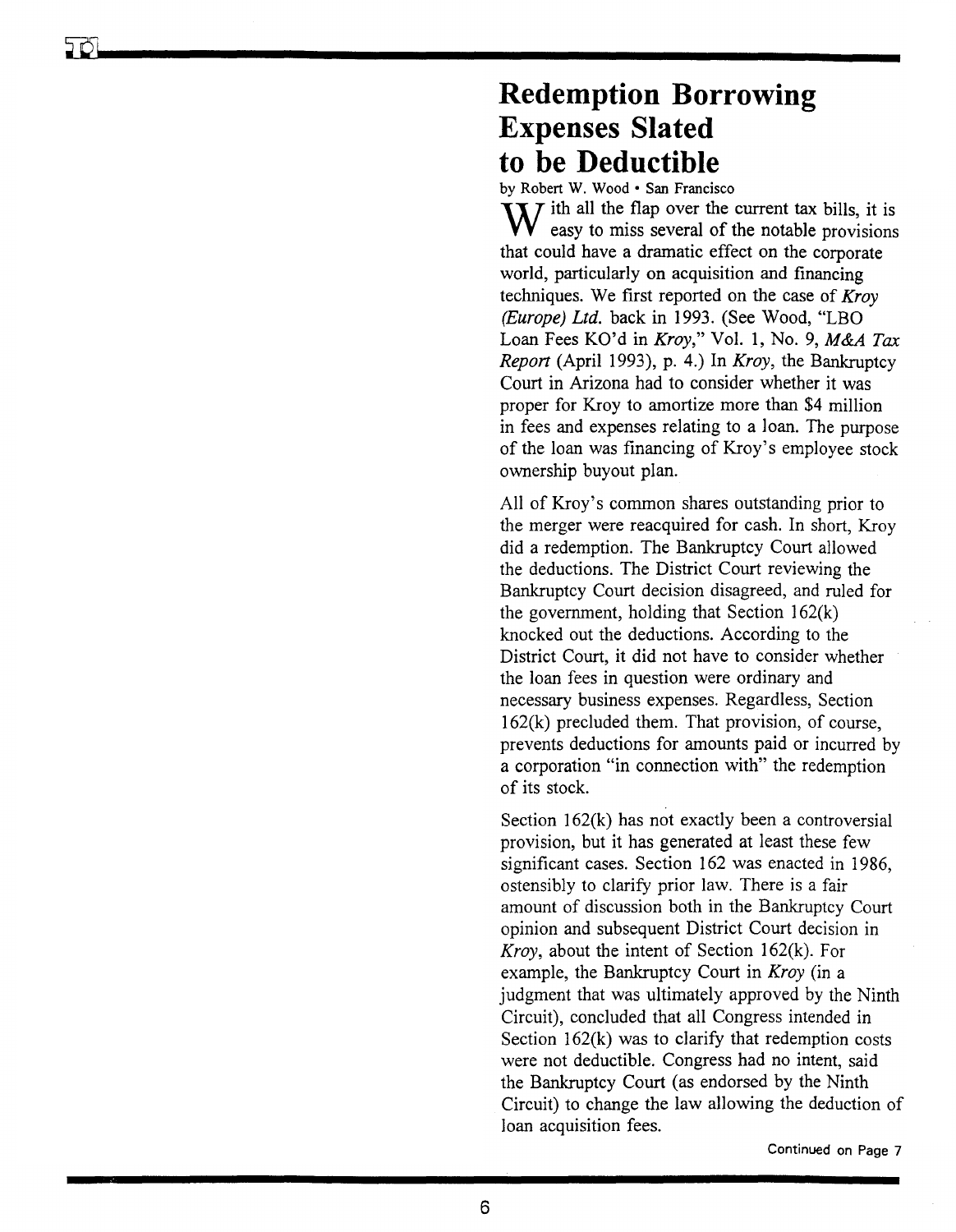# Redemption Borrowing Expenses Slated to be Deductible

by Robert W. Wood • San Francisco

With all the flap over the current tax bills, it is easy to miss several of the notable provisions that could have a dramatic effect on the corporate world, particularly on acquisition and financing techniques. We first reported on the case of *Kroy (Europe) Ltd.* back in 1993. (See Wood, "LBO Loan Fees KO'd in *Kroy*," Vol. 1, No. 9, *M&A Tax Report* (April 1993), p. 4.) In *Kroy*, the Bankruptcy Court in Arizona had to consider whether it was proper for Kroy to amortize more than $4 million in fees and expenses relating to a loan. The purpose of the loan was financing of Kroy's employee stock ownership buyout plan.

All of Kroy's common shares outstanding prior to the merger were reacquired for cash. In short, Kroy did a redemption. The Bankruptcy Court allowed the deductions. The District Court reviewing the Bankruptcy Court decision disagreed, and ruled for the government, holding that Section 162(k) knocked out the deductions. According to the District Court, it did not have to consider whether the loan fees in question were ordinary and necessary business expenses. Regardless, Section 162(k) precluded them. That provision, of course, prevents deductions for amounts paid or incurred by a corporation "in connection with" the redemption of its stock.

Section 162(k) has not exactly been a controversial provision, but it has generated at least these few significant cases. Section 162 was enacted in 1986, ostensibly to clarify prior law. There is a fair amount of discussion both in the Bankruptcy Court opinion and subsequent District Court decision in *Kroy*, about the intent of Section 162(k). For example, the Bankruptcy Court in *Kroy* (in a judgment that was ultimately approved by the Ninth Circuit), concluded that all Congress intended in Section 162(k) was to clarify that redemption costs were not deductible. Congress had no intent, said the Bankruptcy Court (as endorsed by the Ninth Circuit) to change the law allowing the deduction of loan acquisition fees.

Continued on Page 7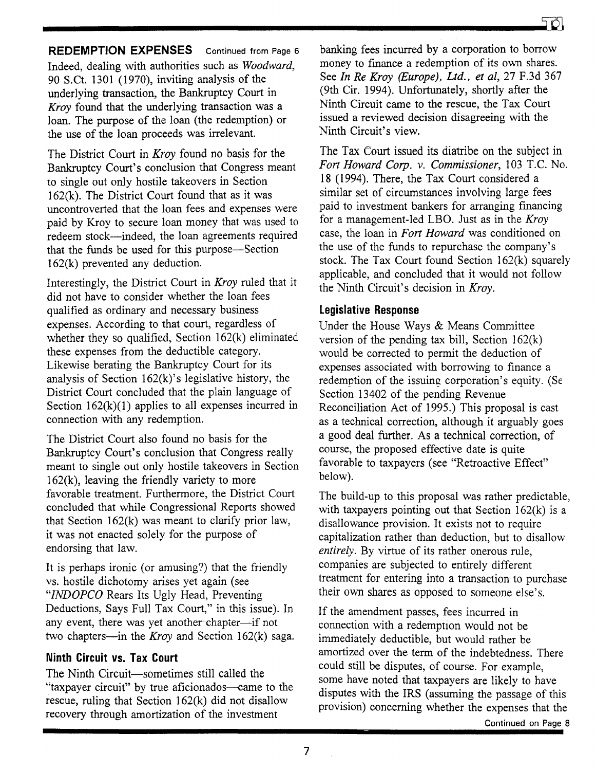**REDEMPTION EXPENSES** Continued from Page 6

Indeed, dealing with authorities such as *Woodward*, 90 S.Ct. 1301 (1970), inviting analysis of the underlying transaction, the Bankruptcy Court in *Kroy* found that the underlying transaction was a loan. The purpose of the loan (the redemption) or the use of the loan proceeds was irrelevant.

The District Court in *Kroy* found no basis for the Bankruptcy Court's conclusion that Congress meant to single out only hostile takeovers in Section 162(k). The District Court found that as it was uncontroverted that the loan fees and expenses were paid by Kroy to secure loan money that was used to redeem stock—indeed, the loan agreements required that the funds be used for this purpose—Section 162(k) prevented any deduction.

Interestingly, the District Court in *Kroy* ruled that it did not have to consider whether the loan fees qualified as ordinary and necessary business expenses. According to that court, regardless of whether they so qualified, Section 162(k) eliminated these expenses from the deductible category. Likewise berating the Bankruptcy Court for its analysis of Section 162(k)'s legislative history, the District Court concluded that the plain language of Section 162(k)(1) applies to all expenses incurred in connection with any redemption.

The District Court also found no basis for the Bankruptcy Court's conclusion that Congress really meant to single out only hostile takeovers in Section 162(k), leaving the friendly variety to more favorable treatment. Furthermore, the District Court concluded that while Congressional Reports showed that Section 162(k) was meant to clarify prior law, it was not enacted solely for the purpose of endorsing that law.

It is perhaps ironic (or amusing?) that the friendly vs. hostile dichotomy arises yet again (see "*INDOPCO* Rears Its Ugly Head, Preventing Deductions, Says Full Tax Court," in this issue). In any event, there was yet another chapter—if not two chapters—in the *Kroy* and Section 162(k) saga.

## Ninth Circuit vs. Tax Court

The Ninth Circuit—sometimes still called the "taxpayer circuit" by true aficionados—came to the rescue, ruling that Section 162(k) did not disallow recovery through amortization of the investment banking fees incurred by a corporation to borrow money to finance a redemption of its own shares. See *In Re Kroy (Europe), Ltd., et al*, 27 F.3d 367 (9th Cir. 1994). Unfortunately, shortly after the Ninth Circuit came to the rescue, the Tax Court issued a reviewed decision disagreeing with the Ninth Circuit's view.

The Tax Court issued its diatribe on the subject in *Fort Howard Corp. v. Commissioner*, 103 T.C. No. 18 (1994). There, the Tax Court considered a similar set of circumstances involving large fees paid to investment bankers for arranging financing for a management-led LBO. Just as in the *Kroy* case, the loan in *Fort Howard* was conditioned on the use of the funds to repurchase the company's stock. The Tax Court found Section 162(k) squarely applicable, and concluded that it would not follow the Ninth Circuit's decision in *Kroy*.

## Legislative Response

Under the House Ways & Means Committee version of the pending tax bill, Section 162(k) would be corrected to permit the deduction of expenses associated with borrowing to finance a redemption of the issuing corporation's equity. (See Section 13402 of the pending Revenue Reconciliation Act of 1995.) This proposal is cast as a technical correction, although it arguably goes a good deal further. As a technical correction, of course, the proposed effective date is quite favorable to taxpayers (see "Retroactive Effect" below).

The build-up to this proposal was rather predictable, with taxpayers pointing out that Section 162(k) is a disallowance provision. It exists not to require capitalization rather than deduction, but to disallow *entirely*. By virtue of its rather onerous rule, companies are subjected to entirely different treatment for entering into a transaction to purchase their own shares as opposed to someone else's.

If the amendment passes, fees incurred in connection with a redemption would not be immediately deductible, but would rather be amortized over the term of the indebtedness. There could still be disputes, of course. For example, some have noted that taxpayers are likely to have disputes with the IRS (assuming the passage of this provision) concerning whether the expenses that the

Continued on Page 8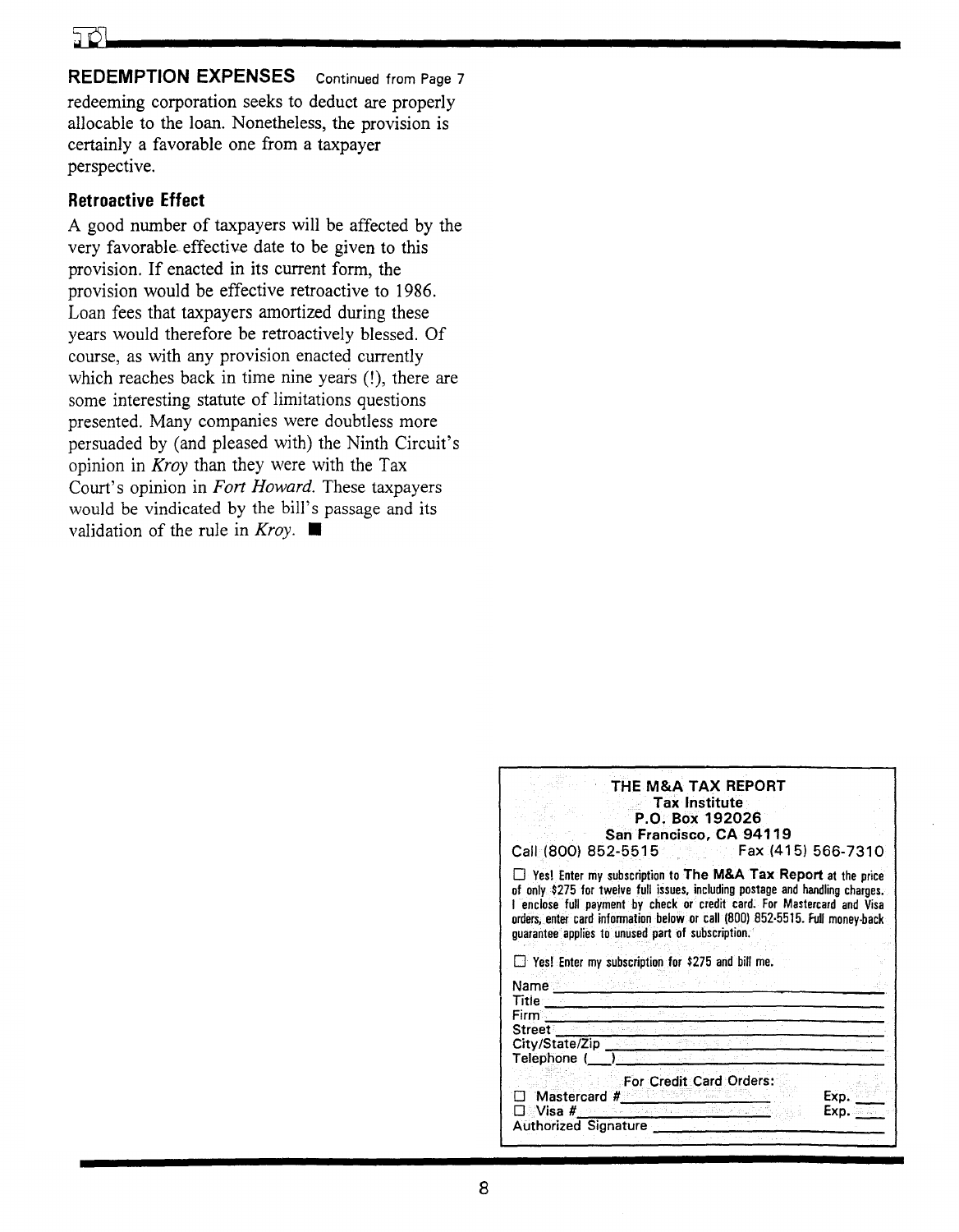**REDEMPTION EXPENSES** Continued from Page 7

redeeming corporation seeks to deduct are properly allocable to the loan. Nonetheless, the provision is certainly a favorable one from a taxpayer perspective.

### Retroactive Effect

A good number of taxpayers will be affected by the very favorable effective date to be given to this provision. If enacted in its current form, the provision would be effective retroactive to 1986. Loan fees that taxpayers amortized during these years would therefore be retroactively blessed. Of course, as with any provision enacted currently which reaches back in time nine years (!), there are some interesting statute of limitations questions presented. Many companies were doubtless more persuaded by (and pleased with) the Ninth Circuit's opinion in *Kroy* than they were with the Tax Court's opinion in *Fort Howard.* These taxpayers would be vindicated by the bill's passage and its validation of the rule in *Kroy.* ■

**THE M&A TAX REPORT**
**Tax Institute**
**P.O. Box 192026**
**San Francisco, CA 94119**
Call (800) 852-5515 Fax (415) 566-7310

☐ Yes! Enter my subscription to **The M&A Tax Report** at the price of only $275 for twelve full issues, including postage and handling charges. I enclose full payment by check or credit card. For Mastercard and Visa orders, enter card information below or call (800) 852-5515. Full money-back guarantee applies to unused part of subscription.

☐ Yes! Enter my subscription for $275 and bill me.

Name ____________________
Title ____________________
Firm ____________________
Street ____________________
City/State/Zip ____________________
Telephone (___) ____________________

For Credit Card Orders:
☐ Mastercard # ____________________ Exp. ___
☐ Visa # ____________________ Exp. ___
Authorized Signature ____________________